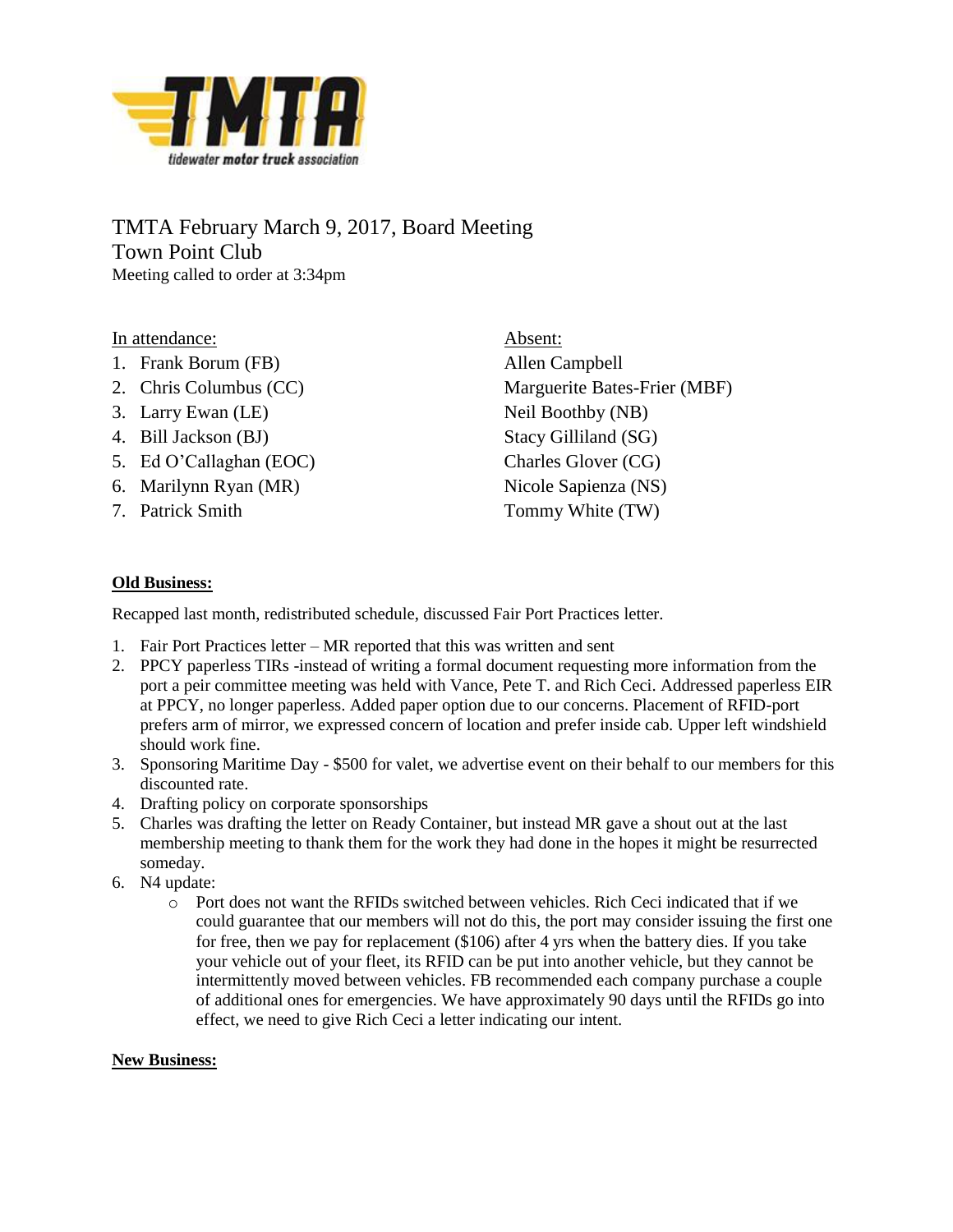TMTA February March 9, 2017, Board Meeting
Town Point Club
Meeting called to order at 3:34pm

In attendance:

1. Frank Borum (FB)
2. Chris Columbus (CC)
3. Larry Ewan (LE)
4. Bill Jackson (BJ)
5. Ed O'Callaghan (EOC)
6. Marilynn Ryan (MR)
7. Patrick Smith

Absent:

Allen Campbell
Marguerite Bates-Frier (MBF)
Neil Boothby (NB)
Stacy Gilliland (SG)
Charles Glover (CG)
Nicole Sapienza (NS)
Tommy White (TW)

**Old Business:**

Recapped last month, redistributed schedule, discussed Fair Port Practices letter.

1. Fair Port Practices letter – MR reported that this was written and sent
2. PPCY paperless TIRs -instead of writing a formal document requesting more information from the port a peir committee meeting was held with Vance, Pete T. and Rich Ceci. Addressed paperless EIR at PPCY, no longer paperless. Added paper option due to our concerns. Placement of RFID-port prefers arm of mirror, we expressed concern of location and prefer inside cab. Upper left windshield should work fine.
3. Sponsoring Maritime Day - $500 for valet, we advertise event on their behalf to our members for this discounted rate.
4. Drafting policy on corporate sponsorships
5. Charles was drafting the letter on Ready Container, but instead MR gave a shout out at the last membership meeting to thank them for the work they had done in the hopes it might be resurrected someday.
6. N4 update:
   - Port does not want the RFIDs switched between vehicles. Rich Ceci indicated that if we could guarantee that our members will not do this, the port may consider issuing the first one for free, then we pay for replacement ($106) after 4 yrs when the battery dies. If you take your vehicle out of your fleet, its RFID can be put into another vehicle, but they cannot be intermittently moved between vehicles. FB recommended each company purchase a couple of additional ones for emergencies. We have approximately 90 days until the RFIDs go into effect, we need to give Rich Ceci a letter indicating our intent.

**New Business:**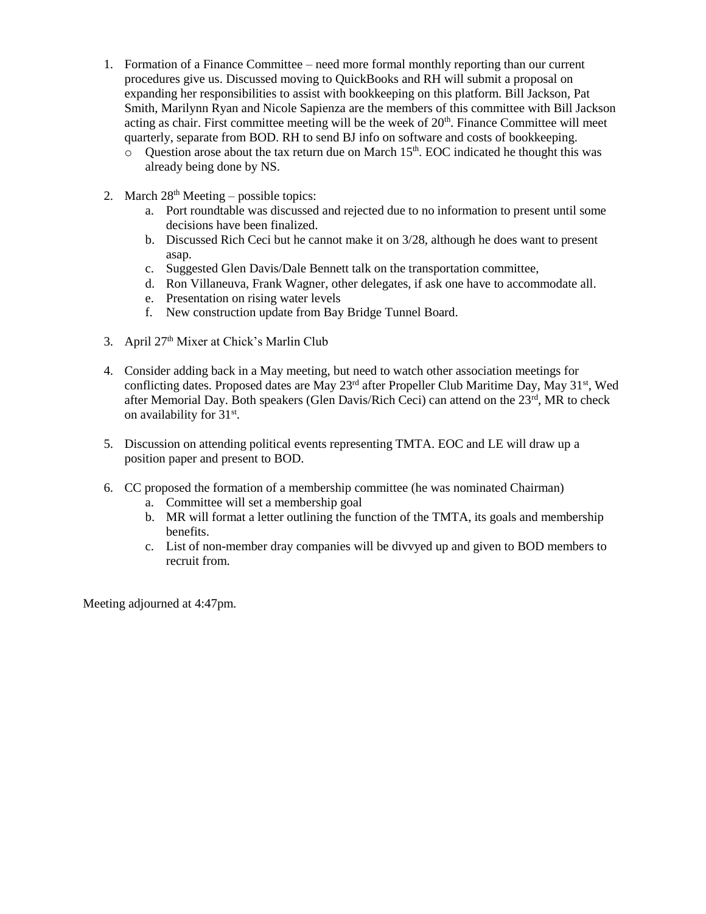1. Formation of a Finance Committee – need more formal monthly reporting than our current procedures give us. Discussed moving to QuickBooks and RH will submit a proposal on expanding her responsibilities to assist with bookkeeping on this platform. Bill Jackson, Pat Smith, Marilynn Ryan and Nicole Sapienza are the members of this committee with Bill Jackson acting as chair. First committee meeting will be the week of 20th. Finance Committee will meet quarterly, separate from BOD. RH to send BJ info on software and costs of bookkeeping.
   - Question arose about the tax return due on March 15th. EOC indicated he thought this was already being done by NS.

2. March 28th Meeting – possible topics:
   a. Port roundtable was discussed and rejected due to no information to present until some decisions have been finalized.
   b. Discussed Rich Ceci but he cannot make it on 3/28, although he does want to present asap.
   c. Suggested Glen Davis/Dale Bennett talk on the transportation committee,
   d. Ron Villaneuva, Frank Wagner, other delegates, if ask one have to accommodate all.
   e. Presentation on rising water levels
   f. New construction update from Bay Bridge Tunnel Board.

3. April 27th Mixer at Chick's Marlin Club

4. Consider adding back in a May meeting, but need to watch other association meetings for conflicting dates. Proposed dates are May 23rd after Propeller Club Maritime Day, May 31st, Wed after Memorial Day. Both speakers (Glen Davis/Rich Ceci) can attend on the 23rd, MR to check on availability for 31st.

5. Discussion on attending political events representing TMTA. EOC and LE will draw up a position paper and present to BOD.

6. CC proposed the formation of a membership committee (he was nominated Chairman)
   a. Committee will set a membership goal
   b. MR will format a letter outlining the function of the TMTA, its goals and membership benefits.
   c. List of non-member dray companies will be divvyed up and given to BOD members to recruit from.

Meeting adjourned at 4:47pm.